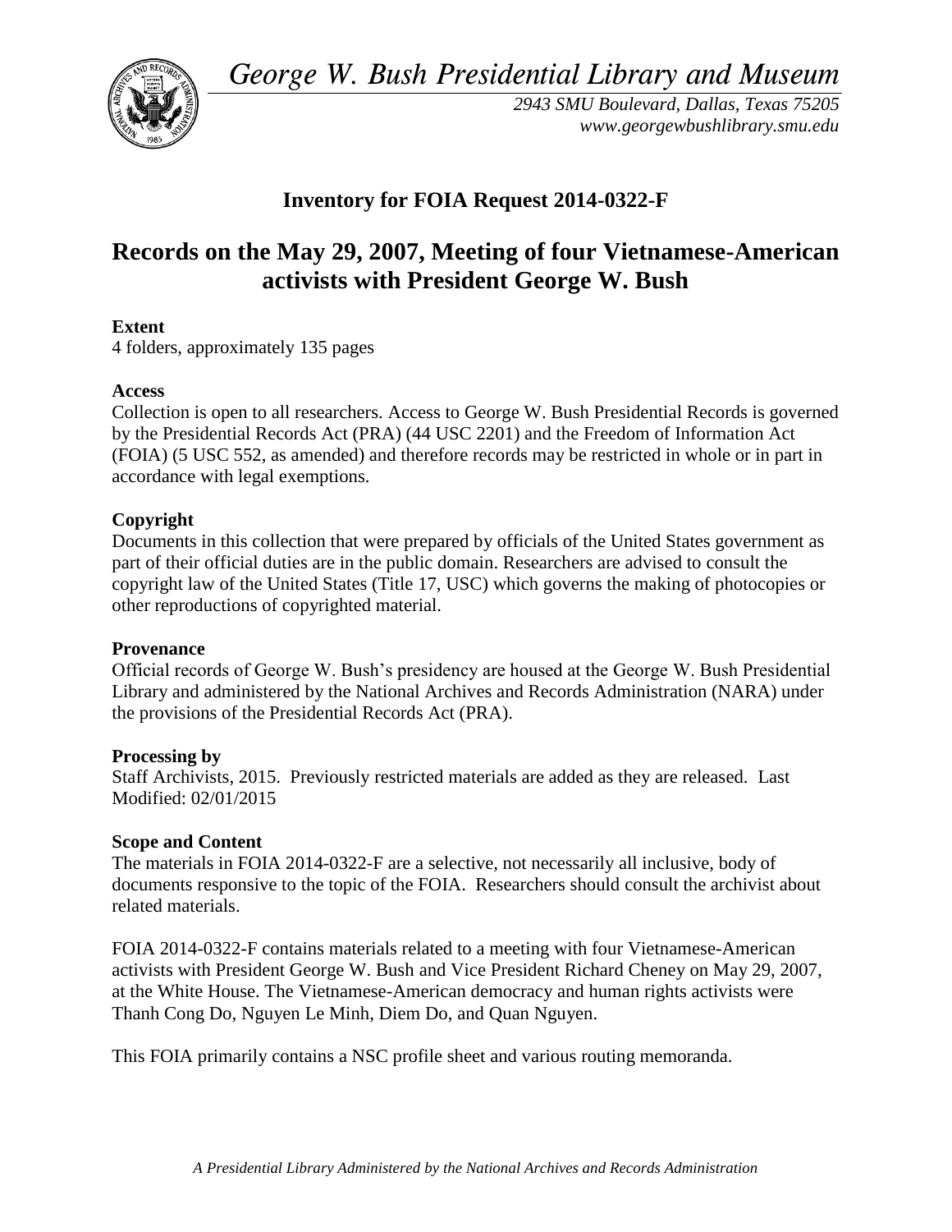*George W. Bush Presidential Library and Museum*

*2943 SMU Boulevard, Dallas, Texas 75205*
*www.georgewbushlibrary.smu.edu*

## Inventory for FOIA Request 2014-0322-F

# Records on the May 29, 2007, Meeting of four Vietnamese-American activists with President George W. Bush

**Extent**
4 folders, approximately 135 pages

**Access**
Collection is open to all researchers. Access to George W. Bush Presidential Records is governed by the Presidential Records Act (PRA) (44 USC 2201) and the Freedom of Information Act (FOIA) (5 USC 552, as amended) and therefore records may be restricted in whole or in part in accordance with legal exemptions.

**Copyright**
Documents in this collection that were prepared by officials of the United States government as part of their official duties are in the public domain. Researchers are advised to consult the copyright law of the United States (Title 17, USC) which governs the making of photocopies or other reproductions of copyrighted material.

**Provenance**
Official records of George W. Bush's presidency are housed at the George W. Bush Presidential Library and administered by the National Archives and Records Administration (NARA) under the provisions of the Presidential Records Act (PRA).

**Processing by**
Staff Archivists, 2015. Previously restricted materials are added as they are released. Last Modified: 02/01/2015

**Scope and Content**
The materials in FOIA 2014-0322-F are a selective, not necessarily all inclusive, body of documents responsive to the topic of the FOIA. Researchers should consult the archivist about related materials.

FOIA 2014-0322-F contains materials related to a meeting with four Vietnamese-American activists with President George W. Bush and Vice President Richard Cheney on May 29, 2007, at the White House. The Vietnamese-American democracy and human rights activists were Thanh Cong Do, Nguyen Le Minh, Diem Do, and Quan Nguyen.

This FOIA primarily contains a NSC profile sheet and various routing memoranda.

*A Presidential Library Administered by the National Archives and Records Administration*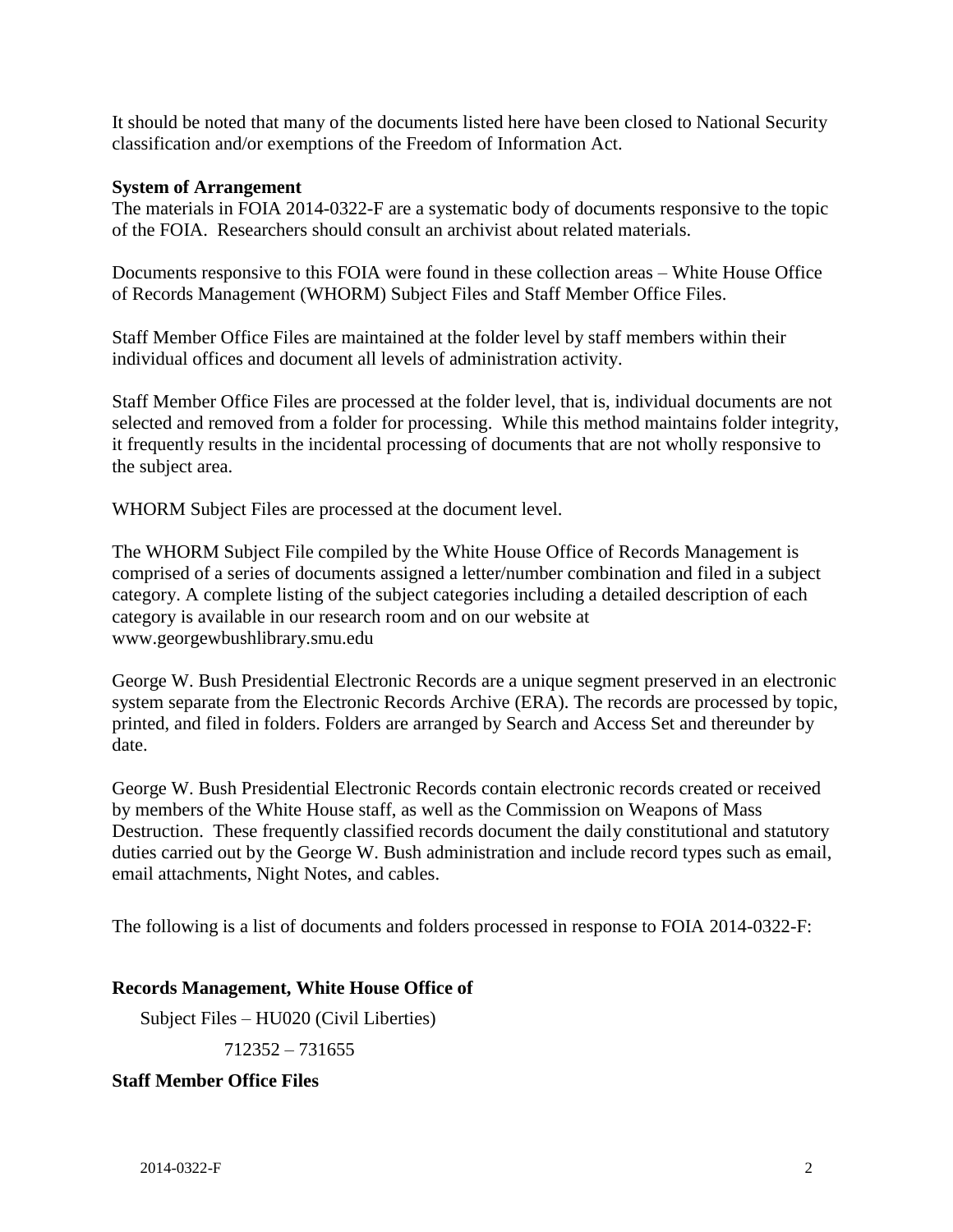It should be noted that many of the documents listed here have been closed to National Security classification and/or exemptions of the Freedom of Information Act.

**System of Arrangement**

The materials in FOIA 2014-0322-F are a systematic body of documents responsive to the topic of the FOIA. Researchers should consult an archivist about related materials.

Documents responsive to this FOIA were found in these collection areas – White House Office of Records Management (WHORM) Subject Files and Staff Member Office Files.

Staff Member Office Files are maintained at the folder level by staff members within their individual offices and document all levels of administration activity.

Staff Member Office Files are processed at the folder level, that is, individual documents are not selected and removed from a folder for processing. While this method maintains folder integrity, it frequently results in the incidental processing of documents that are not wholly responsive to the subject area.

WHORM Subject Files are processed at the document level.

The WHORM Subject File compiled by the White House Office of Records Management is comprised of a series of documents assigned a letter/number combination and filed in a subject category. A complete listing of the subject categories including a detailed description of each category is available in our research room and on our website at www.georgewbushlibrary.smu.edu

George W. Bush Presidential Electronic Records are a unique segment preserved in an electronic system separate from the Electronic Records Archive (ERA). The records are processed by topic, printed, and filed in folders. Folders are arranged by Search and Access Set and thereunder by date.

George W. Bush Presidential Electronic Records contain electronic records created or received by members of the White House staff, as well as the Commission on Weapons of Mass Destruction. These frequently classified records document the daily constitutional and statutory duties carried out by the George W. Bush administration and include record types such as email, email attachments, Night Notes, and cables.

The following is a list of documents and folders processed in response to FOIA 2014-0322-F:

**Records Management, White House Office of**

Subject Files – HU020 (Civil Liberties)

712352 – 731655

**Staff Member Office Files**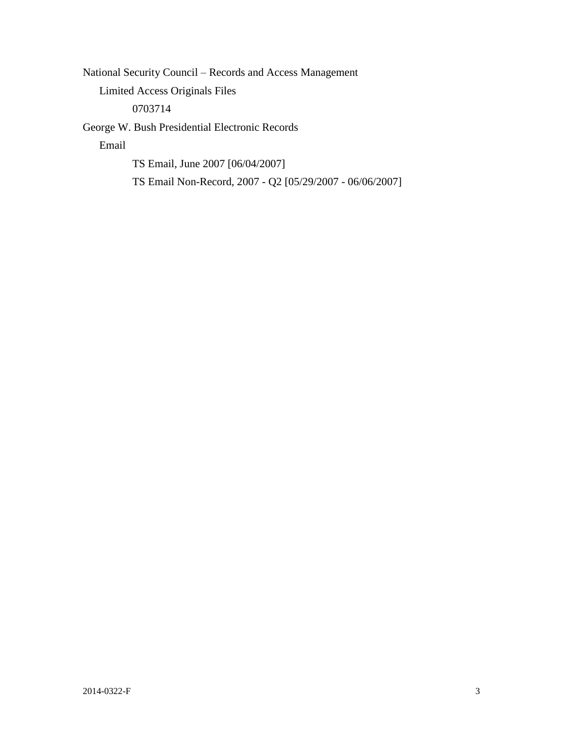National Security Council – Records and Access Management

Limited Access Originals Files

0703714

George W. Bush Presidential Electronic Records

Email

TS Email, June 2007 [06/04/2007]

TS Email Non-Record, 2007 - Q2 [05/29/2007 - 06/06/2007]